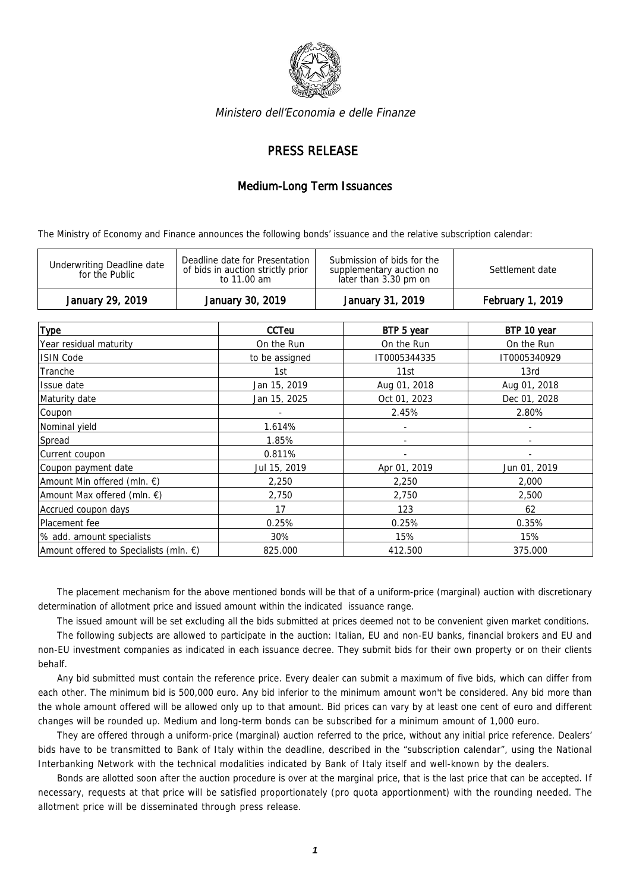*Ministero dell'Economia e delle Finanze*

# PRESS RELEASE

## Medium-Long Term Issuances

The Ministry of Economy and Finance announces the following bonds' issuance and the relative subscription calendar:

| Underwriting Deadline date for the Public | Deadline date for Presentation of bids in auction strictly prior to 11.00 am | Submission of bids for the supplementary auction no later than 3.30 pm on | Settlement date |
|---|---|---|---|
| January 29, 2019 | January 30, 2019 | January 31, 2019 | February 1, 2019 |

| Type | CCTeu | BTP 5 year | BTP 10 year |
|---|---|---|---|
| Year residual maturity | On the Run | On the Run | On the Run |
| ISIN Code | to be assigned | IT0005344335 | IT0005340929 |
| Tranche | 1st | 11st | 13rd |
| Issue date | Jan 15, 2019 | Aug 01, 2018 | Aug 01, 2018 |
| Maturity date | Jan 15, 2025 | Oct 01, 2023 | Dec 01, 2028 |
| Coupon | - | 2.45% | 2.80% |
| Nominal yield | 1.614% | - | - |
| Spread | 1.85% | - | - |
| Current coupon | 0.811% | - | - |
| Coupon payment date | Jul 15, 2019 | Apr 01, 2019 | Jun 01, 2019 |
| Amount Min offered (mln. €) | 2,250 | 2,250 | 2,000 |
| Amount Max offered (mln. €) | 2,750 | 2,750 | 2,500 |
| Accrued coupon days | 17 | 123 | 62 |
| Placement fee | 0.25% | 0.25% | 0.35% |
| % add. amount specialists | 30% | 15% | 15% |
| Amount offered to Specialists (mln. €) | 825.000 | 412.500 | 375.000 |

The placement mechanism for the above mentioned bonds will be that of a uniform-price (marginal) auction with discretionary determination of allotment price and issued amount within the indicated issuance range.

The issued amount will be set excluding all the bids submitted at prices deemed not to be convenient given market conditions.

The following subjects are allowed to participate in the auction: Italian, EU and non-EU banks, financial brokers and EU and non-EU investment companies as indicated in each issuance decree. They submit bids for their own property or on their clients behalf.

Any bid submitted must contain the reference price. Every dealer can submit a maximum of five bids, which can differ from each other. The minimum bid is 500,000 euro. Any bid inferior to the minimum amount won't be considered. Any bid more than the whole amount offered will be allowed only up to that amount. Bid prices can vary by at least one cent of euro and different changes will be rounded up. Medium and long-term bonds can be subscribed for a minimum amount of 1,000 euro.

They are offered through a uniform-price (marginal) auction referred to the price, without any initial price reference. Dealers' bids have to be transmitted to Bank of Italy within the deadline, described in the "subscription calendar", using the National Interbanking Network with the technical modalities indicated by Bank of Italy itself and well-known by the dealers.

Bonds are allotted soon after the auction procedure is over at the marginal price, that is the last price that can be accepted. If necessary, requests at that price will be satisfied proportionately (pro quota apportionment) with the rounding needed. The allotment price will be disseminated through press release.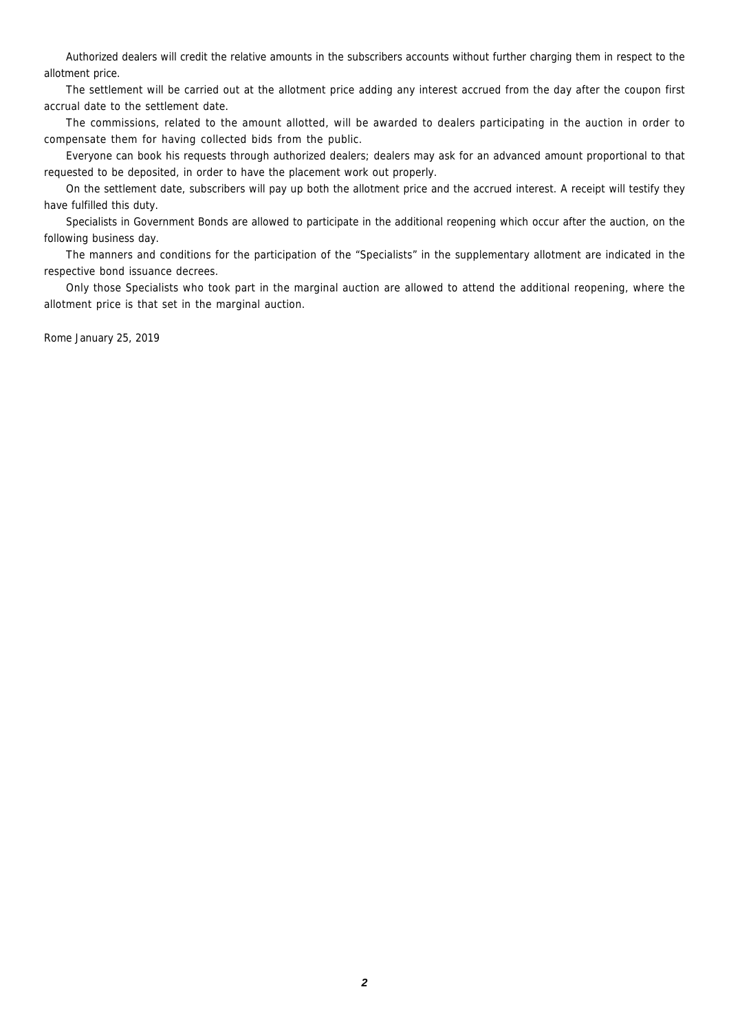Authorized dealers will credit the relative amounts in the subscribers accounts without further charging them in respect to the allotment price.

The settlement will be carried out at the allotment price adding any interest accrued from the day after the coupon first accrual date to the settlement date.

The commissions, related to the amount allotted, will be awarded to dealers participating in the auction in order to compensate them for having collected bids from the public.

Everyone can book his requests through authorized dealers; dealers may ask for an advanced amount proportional to that requested to be deposited, in order to have the placement work out properly.

On the settlement date, subscribers will pay up both the allotment price and the accrued interest. A receipt will testify they have fulfilled this duty.

Specialists in Government Bonds are allowed to participate in the additional reopening which occur after the auction, on the following business day.

The manners and conditions for the participation of the "Specialists" in the supplementary allotment are indicated in the respective bond issuance decrees.

Only those Specialists who took part in the marginal auction are allowed to attend the additional reopening, where the allotment price is that set in the marginal auction.

Rome January 25, 2019